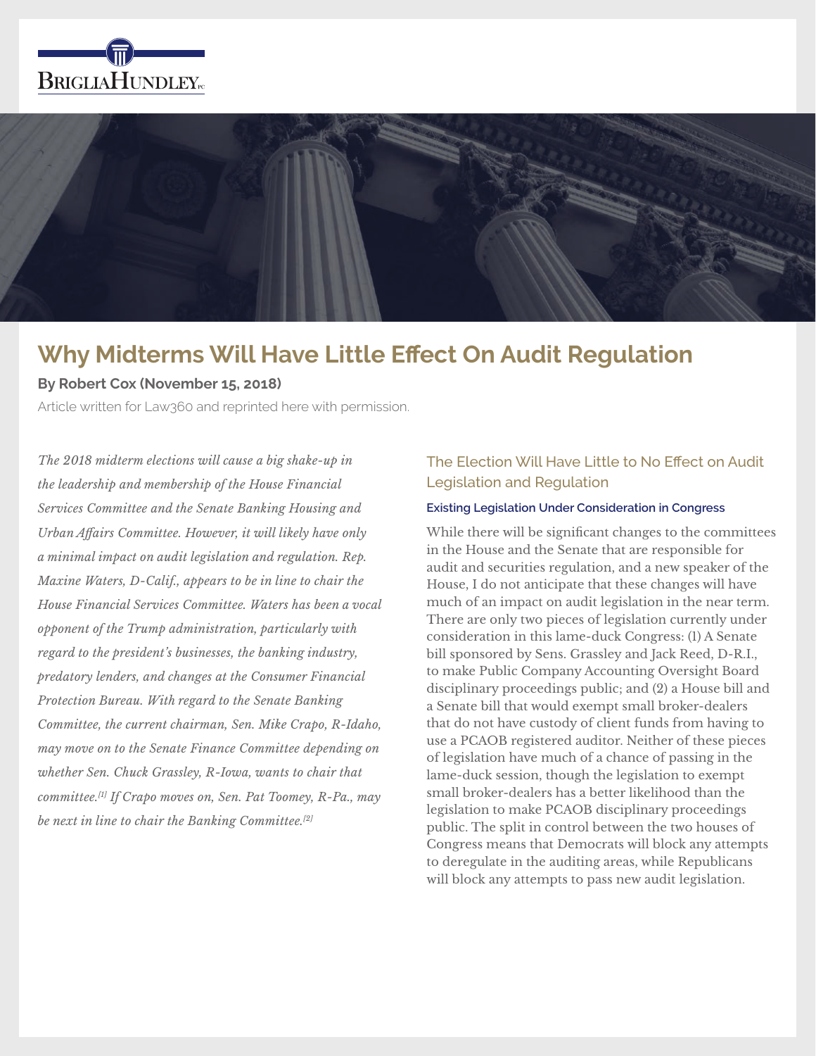# Why Midterms Will Have Little Effect On Audit Regulation

**By Robert Cox (November 15, 2018)**

Article written for Law360 and reprinted here with permission.

*The 2018 midterm elections will cause a big shake-up in the leadership and membership of the House Financial Services Committee and the Senate Banking Housing and Urban Affairs Committee. However, it will likely have only a minimal impact on audit legislation and regulation. Rep. Maxine Waters, D-Calif., appears to be in line to chair the House Financial Services Committee. Waters has been a vocal opponent of the Trump administration, particularly with regard to the president's businesses, the banking industry, predatory lenders, and changes at the Consumer Financial Protection Bureau. With regard to the Senate Banking Committee, the current chairman, Sen. Mike Crapo, R-Idaho, may move on to the Senate Finance Committee depending on whether Sen. Chuck Grassley, R-Iowa, wants to chair that committee.[1] If Crapo moves on, Sen. Pat Toomey, R-Pa., may be next in line to chair the Banking Committee.[2]*

## The Election Will Have Little to No Effect on Audit Legislation and Regulation

### Existing Legislation Under Consideration in Congress

While there will be significant changes to the committees in the House and the Senate that are responsible for audit and securities regulation, and a new speaker of the House, I do not anticipate that these changes will have much of an impact on audit legislation in the near term. There are only two pieces of legislation currently under consideration in this lame-duck Congress: (1) A Senate bill sponsored by Sens. Grassley and Jack Reed, D-R.I., to make Public Company Accounting Oversight Board disciplinary proceedings public; and (2) a House bill and a Senate bill that would exempt small broker-dealers that do not have custody of client funds from having to use a PCAOB registered auditor. Neither of these pieces of legislation have much of a chance of passing in the lame-duck session, though the legislation to exempt small broker-dealers has a better likelihood than the legislation to make PCAOB disciplinary proceedings public. The split in control between the two houses of Congress means that Democrats will block any attempts to deregulate in the auditing areas, while Republicans will block any attempts to pass new audit legislation.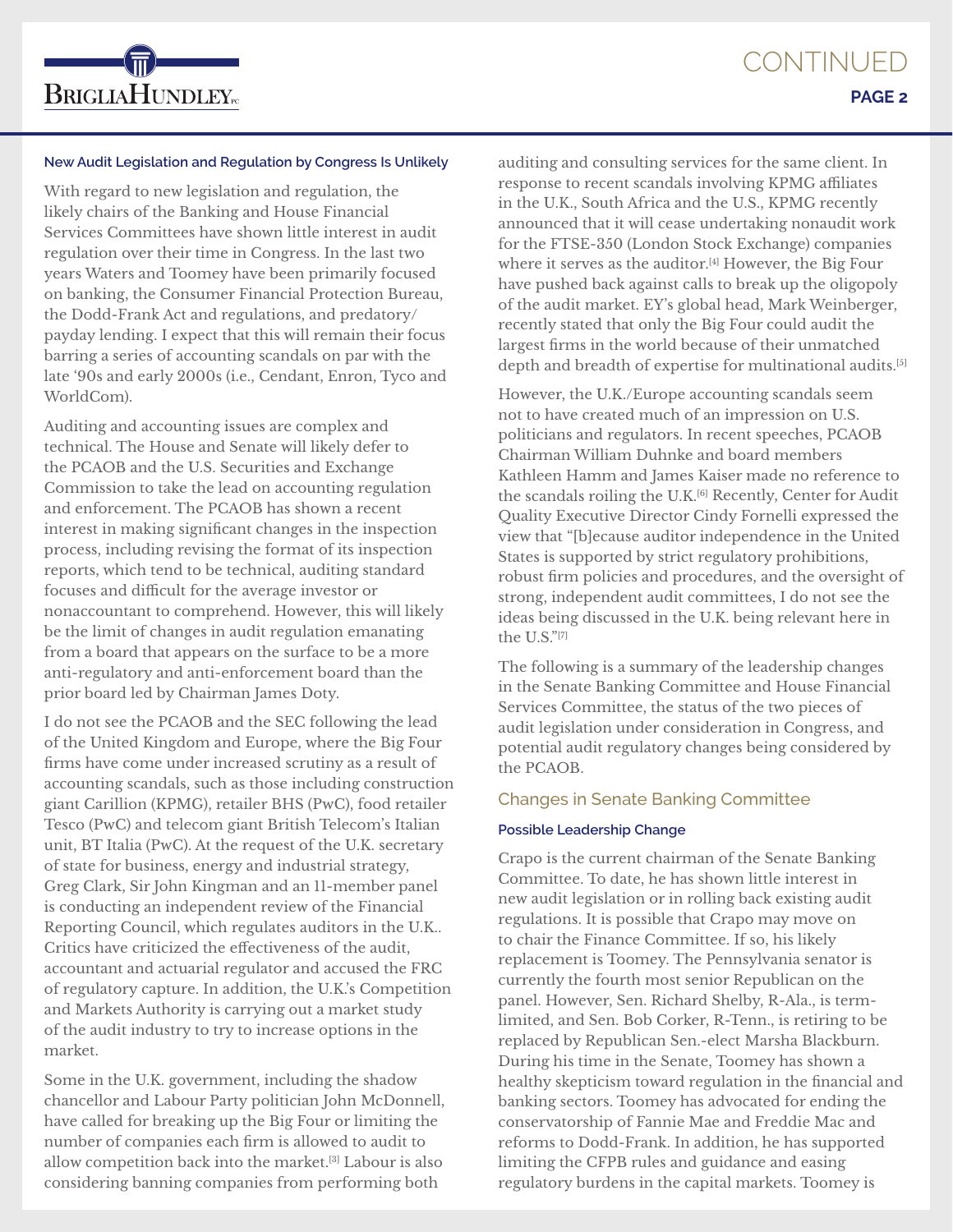### New Audit Legislation and Regulation by Congress Is Unlikely

With regard to new legislation and regulation, the likely chairs of the Banking and House Financial Services Committees have shown little interest in audit regulation over their time in Congress. In the last two years Waters and Toomey have been primarily focused on banking, the Consumer Financial Protection Bureau, the Dodd-Frank Act and regulations, and predatory/payday lending. I expect that this will remain their focus barring a series of accounting scandals on par with the late '90s and early 2000s (i.e., Cendant, Enron, Tyco and WorldCom).

Auditing and accounting issues are complex and technical. The House and Senate will likely defer to the PCAOB and the U.S. Securities and Exchange Commission to take the lead on accounting regulation and enforcement. The PCAOB has shown a recent interest in making significant changes in the inspection process, including revising the format of its inspection reports, which tend to be technical, auditing standard focuses and difficult for the average investor or nonaccountant to comprehend. However, this will likely be the limit of changes in audit regulation emanating from a board that appears on the surface to be a more anti-regulatory and anti-enforcement board than the prior board led by Chairman James Doty.

I do not see the PCAOB and the SEC following the lead of the United Kingdom and Europe, where the Big Four firms have come under increased scrutiny as a result of accounting scandals, such as those including construction giant Carillion (KPMG), retailer BHS (PwC), food retailer Tesco (PwC) and telecom giant British Telecom's Italian unit, BT Italia (PwC). At the request of the U.K. secretary of state for business, energy and industrial strategy, Greg Clark, Sir John Kingman and an 11-member panel is conducting an independent review of the Financial Reporting Council, which regulates auditors in the U.K.. Critics have criticized the effectiveness of the audit, accountant and actuarial regulator and accused the FRC of regulatory capture. In addition, the U.K.'s Competition and Markets Authority is carrying out a market study of the audit industry to try to increase options in the market.

Some in the U.K. government, including the shadow chancellor and Labour Party politician John McDonnell, have called for breaking up the Big Four or limiting the number of companies each firm is allowed to audit to allow competition back into the market.[3] Labour is also considering banning companies from performing both auditing and consulting services for the same client. In response to recent scandals involving KPMG affiliates in the U.K., South Africa and the U.S., KPMG recently announced that it will cease undertaking nonaudit work for the FTSE-350 (London Stock Exchange) companies where it serves as the auditor.[4] However, the Big Four have pushed back against calls to break up the oligopoly of the audit market. EY's global head, Mark Weinberger, recently stated that only the Big Four could audit the largest firms in the world because of their unmatched depth and breadth of expertise for multinational audits.[5]

However, the U.K./Europe accounting scandals seem not to have created much of an impression on U.S. politicians and regulators. In recent speeches, PCAOB Chairman William Duhnke and board members Kathleen Hamm and James Kaiser made no reference to the scandals roiling the U.K.[6] Recently, Center for Audit Quality Executive Director Cindy Fornelli expressed the view that "[b]ecause auditor independence in the United States is supported by strict regulatory prohibitions, robust firm policies and procedures, and the oversight of strong, independent audit committees, I do not see the ideas being discussed in the U.K. being relevant here in the U.S."[7]

The following is a summary of the leadership changes in the Senate Banking Committee and House Financial Services Committee, the status of the two pieces of audit legislation under consideration in Congress, and potential audit regulatory changes being considered by the PCAOB.

## Changes in Senate Banking Committee

### Possible Leadership Change

Crapo is the current chairman of the Senate Banking Committee. To date, he has shown little interest in new audit legislation or in rolling back existing audit regulations. It is possible that Crapo may move on to chair the Finance Committee. If so, his likely replacement is Toomey. The Pennsylvania senator is currently the fourth most senior Republican on the panel. However, Sen. Richard Shelby, R-Ala., is term-limited, and Sen. Bob Corker, R-Tenn., is retiring to be replaced by Republican Sen.-elect Marsha Blackburn. During his time in the Senate, Toomey has shown a healthy skepticism toward regulation in the financial and banking sectors. Toomey has advocated for ending the conservatorship of Fannie Mae and Freddie Mac and reforms to Dodd-Frank. In addition, he has supported limiting the CFPB rules and guidance and easing regulatory burdens in the capital markets. Toomey is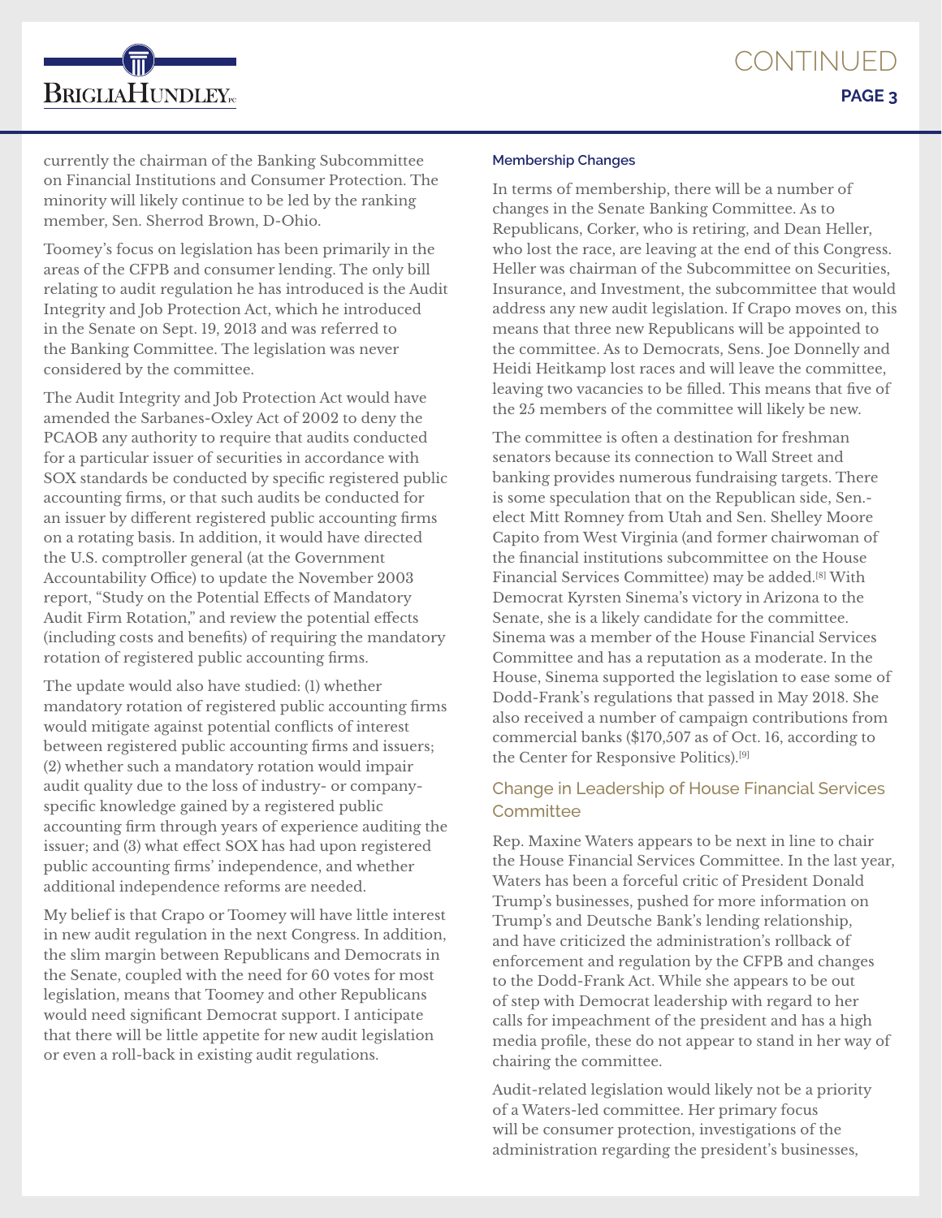currently the chairman of the Banking Subcommittee on Financial Institutions and Consumer Protection. The minority will likely continue to be led by the ranking member, Sen. Sherrod Brown, D-Ohio.

Toomey's focus on legislation has been primarily in the areas of the CFPB and consumer lending. The only bill relating to audit regulation he has introduced is the Audit Integrity and Job Protection Act, which he introduced in the Senate on Sept. 19, 2013 and was referred to the Banking Committee. The legislation was never considered by the committee.

The Audit Integrity and Job Protection Act would have amended the Sarbanes-Oxley Act of 2002 to deny the PCAOB any authority to require that audits conducted for a particular issuer of securities in accordance with SOX standards be conducted by specific registered public accounting firms, or that such audits be conducted for an issuer by different registered public accounting firms on a rotating basis. In addition, it would have directed the U.S. comptroller general (at the Government Accountability Office) to update the November 2003 report, "Study on the Potential Effects of Mandatory Audit Firm Rotation," and review the potential effects (including costs and benefits) of requiring the mandatory rotation of registered public accounting firms.

The update would also have studied: (1) whether mandatory rotation of registered public accounting firms would mitigate against potential conflicts of interest between registered public accounting firms and issuers; (2) whether such a mandatory rotation would impair audit quality due to the loss of industry- or company-specific knowledge gained by a registered public accounting firm through years of experience auditing the issuer; and (3) what effect SOX has had upon registered public accounting firms' independence, and whether additional independence reforms are needed.

My belief is that Crapo or Toomey will have little interest in new audit regulation in the next Congress. In addition, the slim margin between Republicans and Democrats in the Senate, coupled with the need for 60 votes for most legislation, means that Toomey and other Republicans would need significant Democrat support. I anticipate that there will be little appetite for new audit legislation or even a roll-back in existing audit regulations.

#### Membership Changes

In terms of membership, there will be a number of changes in the Senate Banking Committee. As to Republicans, Corker, who is retiring, and Dean Heller, who lost the race, are leaving at the end of this Congress. Heller was chairman of the Subcommittee on Securities, Insurance, and Investment, the subcommittee that would address any new audit legislation. If Crapo moves on, this means that three new Republicans will be appointed to the committee. As to Democrats, Sens. Joe Donnelly and Heidi Heitkamp lost races and will leave the committee, leaving two vacancies to be filled. This means that five of the 25 members of the committee will likely be new.

The committee is often a destination for freshman senators because its connection to Wall Street and banking provides numerous fundraising targets. There is some speculation that on the Republican side, Sen.-elect Mitt Romney from Utah and Sen. Shelley Moore Capito from West Virginia (and former chairwoman of the financial institutions subcommittee on the House Financial Services Committee) may be added.[8] With Democrat Kyrsten Sinema's victory in Arizona to the Senate, she is a likely candidate for the committee. Sinema was a member of the House Financial Services Committee and has a reputation as a moderate. In the House, Sinema supported the legislation to ease some of Dodd-Frank's regulations that passed in May 2018. She also received a number of campaign contributions from commercial banks ($170,507 as of Oct. 16, according to the Center for Responsive Politics).[9]

### Change in Leadership of House Financial Services Committee

Rep. Maxine Waters appears to be next in line to chair the House Financial Services Committee. In the last year, Waters has been a forceful critic of President Donald Trump's businesses, pushed for more information on Trump's and Deutsche Bank's lending relationship, and have criticized the administration's rollback of enforcement and regulation by the CFPB and changes to the Dodd-Frank Act. While she appears to be out of step with Democrat leadership with regard to her calls for impeachment of the president and has a high media profile, these do not appear to stand in her way of chairing the committee.

Audit-related legislation would likely not be a priority of a Waters-led committee. Her primary focus will be consumer protection, investigations of the administration regarding the president's businesses,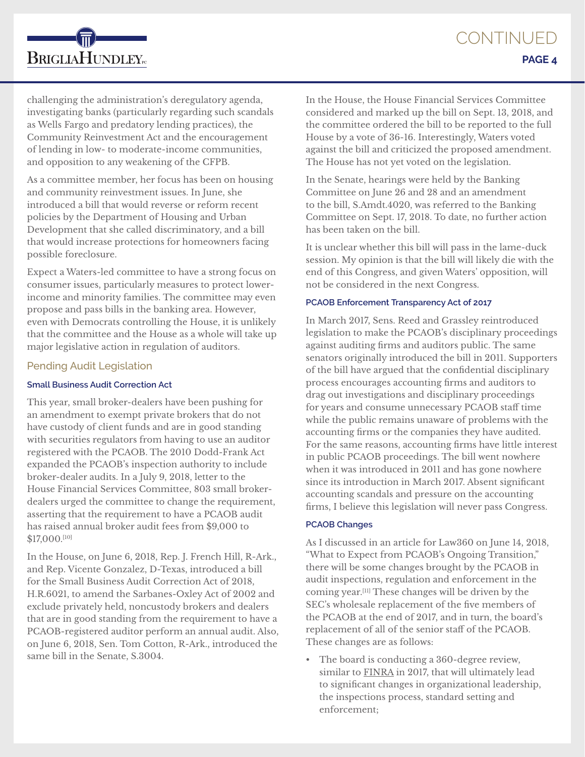challenging the administration's deregulatory agenda, investigating banks (particularly regarding such scandals as Wells Fargo and predatory lending practices), the Community Reinvestment Act and the encouragement of lending in low- to moderate-income communities, and opposition to any weakening of the CFPB.

As a committee member, her focus has been on housing and community reinvestment issues. In June, she introduced a bill that would reverse or reform recent policies by the Department of Housing and Urban Development that she called discriminatory, and a bill that would increase protections for homeowners facing possible foreclosure.

Expect a Waters-led committee to have a strong focus on consumer issues, particularly measures to protect lower-income and minority families. The committee may even propose and pass bills in the banking area. However, even with Democrats controlling the House, it is unlikely that the committee and the House as a whole will take up major legislative action in regulation of auditors.

## Pending Audit Legislation

#### Small Business Audit Correction Act

This year, small broker-dealers have been pushing for an amendment to exempt private brokers that do not have custody of client funds and are in good standing with securities regulators from having to use an auditor registered with the PCAOB. The 2010 Dodd-Frank Act expanded the PCAOB's inspection authority to include broker-dealer audits. In a July 9, 2018, letter to the House Financial Services Committee, 803 small broker-dealers urged the committee to change the requirement, asserting that the requirement to have a PCAOB audit has raised annual broker audit fees from $9,000 to $17,000.[10]

In the House, on June 6, 2018, Rep. J. French Hill, R-Ark., and Rep. Vicente Gonzalez, D-Texas, introduced a bill for the Small Business Audit Correction Act of 2018, H.R.6021, to amend the Sarbanes-Oxley Act of 2002 and exclude privately held, noncustody brokers and dealers that are in good standing from the requirement to have a PCAOB-registered auditor perform an annual audit. Also, on June 6, 2018, Sen. Tom Cotton, R-Ark., introduced the same bill in the Senate, S.3004.

In the House, the House Financial Services Committee considered and marked up the bill on Sept. 13, 2018, and the committee ordered the bill to be reported to the full House by a vote of 36-16. Interestingly, Waters voted against the bill and criticized the proposed amendment. The House has not yet voted on the legislation.

In the Senate, hearings were held by the Banking Committee on June 26 and 28 and an amendment to the bill, S.Amdt.4020, was referred to the Banking Committee on Sept. 17, 2018. To date, no further action has been taken on the bill.

It is unclear whether this bill will pass in the lame-duck session. My opinion is that the bill will likely die with the end of this Congress, and given Waters' opposition, will not be considered in the next Congress.

#### PCAOB Enforcement Transparency Act of 2017

In March 2017, Sens. Reed and Grassley reintroduced legislation to make the PCAOB's disciplinary proceedings against auditing firms and auditors public. The same senators originally introduced the bill in 2011. Supporters of the bill have argued that the confidential disciplinary process encourages accounting firms and auditors to drag out investigations and disciplinary proceedings for years and consume unnecessary PCAOB staff time while the public remains unaware of problems with the accounting firms or the companies they have audited. For the same reasons, accounting firms have little interest in public PCAOB proceedings. The bill went nowhere when it was introduced in 2011 and has gone nowhere since its introduction in March 2017. Absent significant accounting scandals and pressure on the accounting firms, I believe this legislation will never pass Congress.

#### PCAOB Changes

As I discussed in an article for Law360 on June 14, 2018, "What to Expect from PCAOB's Ongoing Transition," there will be some changes brought by the PCAOB in audit inspections, regulation and enforcement in the coming year.[11] These changes will be driven by the SEC's wholesale replacement of the five members of the PCAOB at the end of 2017, and in turn, the board's replacement of all of the senior staff of the PCAOB. These changes are as follows:

- The board is conducting a 360-degree review, similar to FINRA in 2017, that will ultimately lead to significant changes in organizational leadership, the inspections process, standard setting and enforcement;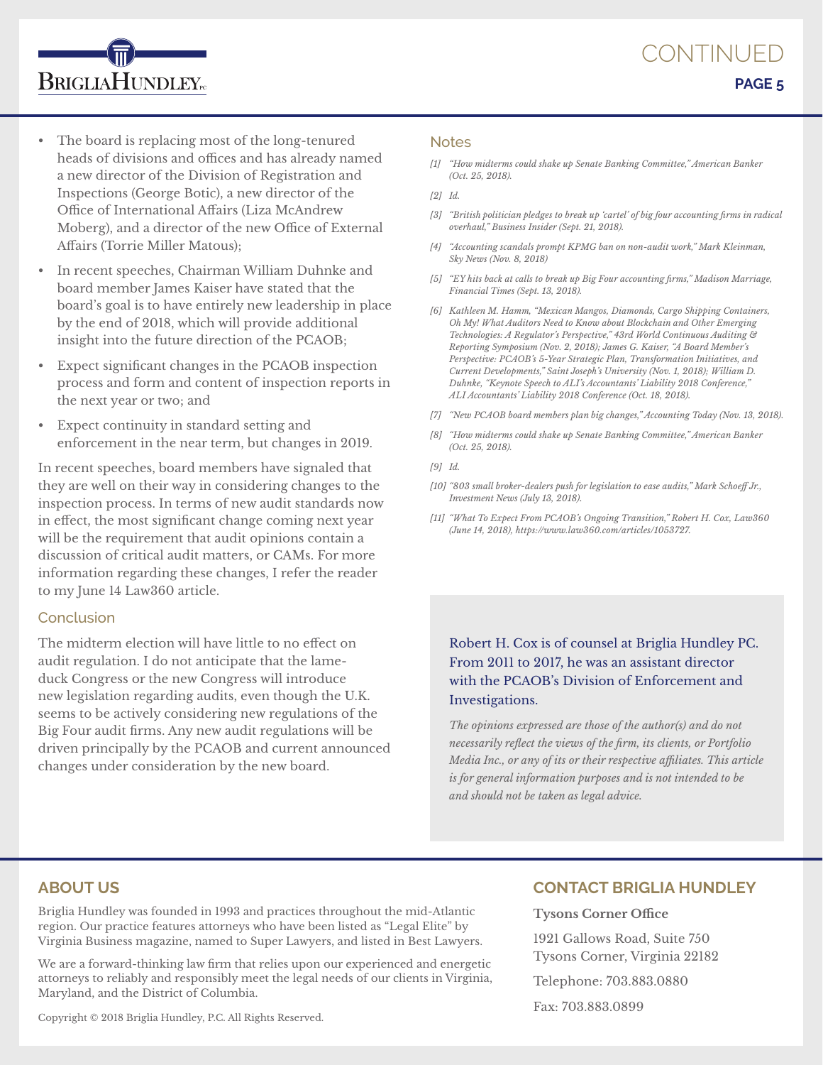- The board is replacing most of the long-tenured heads of divisions and offices and has already named a new director of the Division of Registration and Inspections (George Botic), a new director of the Office of International Affairs (Liza McAndrew Moberg), and a director of the new Office of External Affairs (Torrie Miller Matous);
- In recent speeches, Chairman William Duhnke and board member James Kaiser have stated that the board's goal is to have entirely new leadership in place by the end of 2018, which will provide additional insight into the future direction of the PCAOB;
- Expect significant changes in the PCAOB inspection process and form and content of inspection reports in the next year or two; and
- Expect continuity in standard setting and enforcement in the near term, but changes in 2019.

In recent speeches, board members have signaled that they are well on their way in considering changes to the inspection process. In terms of new audit standards now in effect, the most significant change coming next year will be the requirement that audit opinions contain a discussion of critical audit matters, or CAMs. For more information regarding these changes, I refer the reader to my June 14 Law360 article.

## Conclusion

The midterm election will have little to no effect on audit regulation. I do not anticipate that the lame-duck Congress or the new Congress will introduce new legislation regarding audits, even though the U.K. seems to be actively considering new regulations of the Big Four audit firms. Any new audit regulations will be driven principally by the PCAOB and current announced changes under consideration by the new board.

## Notes

*[1] "How midterms could shake up Senate Banking Committee," American Banker (Oct. 25, 2018).*

*[2] Id.*

*[3] "British politician pledges to break up 'cartel' of big four accounting firms in radical overhaul," Business Insider (Sept. 21, 2018).*

*[4] "Accounting scandals prompt KPMG ban on non-audit work," Mark Kleinman, Sky News (Nov. 8, 2018)*

*[5] "EY hits back at calls to break up Big Four accounting firms," Madison Marriage, Financial Times (Sept. 13, 2018).*

*[6] Kathleen M. Hamm, "Mexican Mangos, Diamonds, Cargo Shipping Containers, Oh My! What Auditors Need to Know about Blockchain and Other Emerging Technologies: A Regulator's Perspective," 43rd World Continuous Auditing & Reporting Symposium (Nov. 2, 2018); James G. Kaiser, "A Board Member's Perspective: PCAOB's 5-Year Strategic Plan, Transformation Initiatives, and Current Developments," Saint Joseph's University (Nov. 1, 2018); William D. Duhnke, "Keynote Speech to ALI's Accountants' Liability 2018 Conference," ALI Accountants' Liability 2018 Conference (Oct. 18, 2018).*

*[7] "New PCAOB board members plan big changes," Accounting Today (Nov. 13, 2018).*

*[8] "How midterms could shake up Senate Banking Committee," American Banker (Oct. 25, 2018).*

*[9] Id.*

*[10] "803 small broker-dealers push for legislation to ease audits," Mark Schoeff Jr., Investment News (July 13, 2018).*

*[11] "What To Expect From PCAOB's Ongoing Transition," Robert H. Cox, Law360 (June 14, 2018), https://www.law360.com/articles/1053727.*

Robert H. Cox is of counsel at Briglia Hundley PC. From 2011 to 2017, he was an assistant director with the PCAOB's Division of Enforcement and Investigations.

*The opinions expressed are those of the author(s) and do not necessarily reflect the views of the firm, its clients, or Portfolio Media Inc., or any of its or their respective affiliates. This article is for general information purposes and is not intended to be and should not be taken as legal advice.*

## ABOUT US

Briglia Hundley was founded in 1993 and practices throughout the mid-Atlantic region. Our practice features attorneys who have been listed as "Legal Elite" by Virginia Business magazine, named to Super Lawyers, and listed in Best Lawyers.

We are a forward-thinking law firm that relies upon our experienced and energetic attorneys to reliably and responsibly meet the legal needs of our clients in Virginia, Maryland, and the District of Columbia.

Copyright © 2018 Briglia Hundley, P.C. All Rights Reserved.

## CONTACT BRIGLIA HUNDLEY

**Tysons Corner Office**

1921 Gallows Road, Suite 750
Tysons Corner, Virginia 22182

Telephone: 703.883.0880

Fax: 703.883.0899